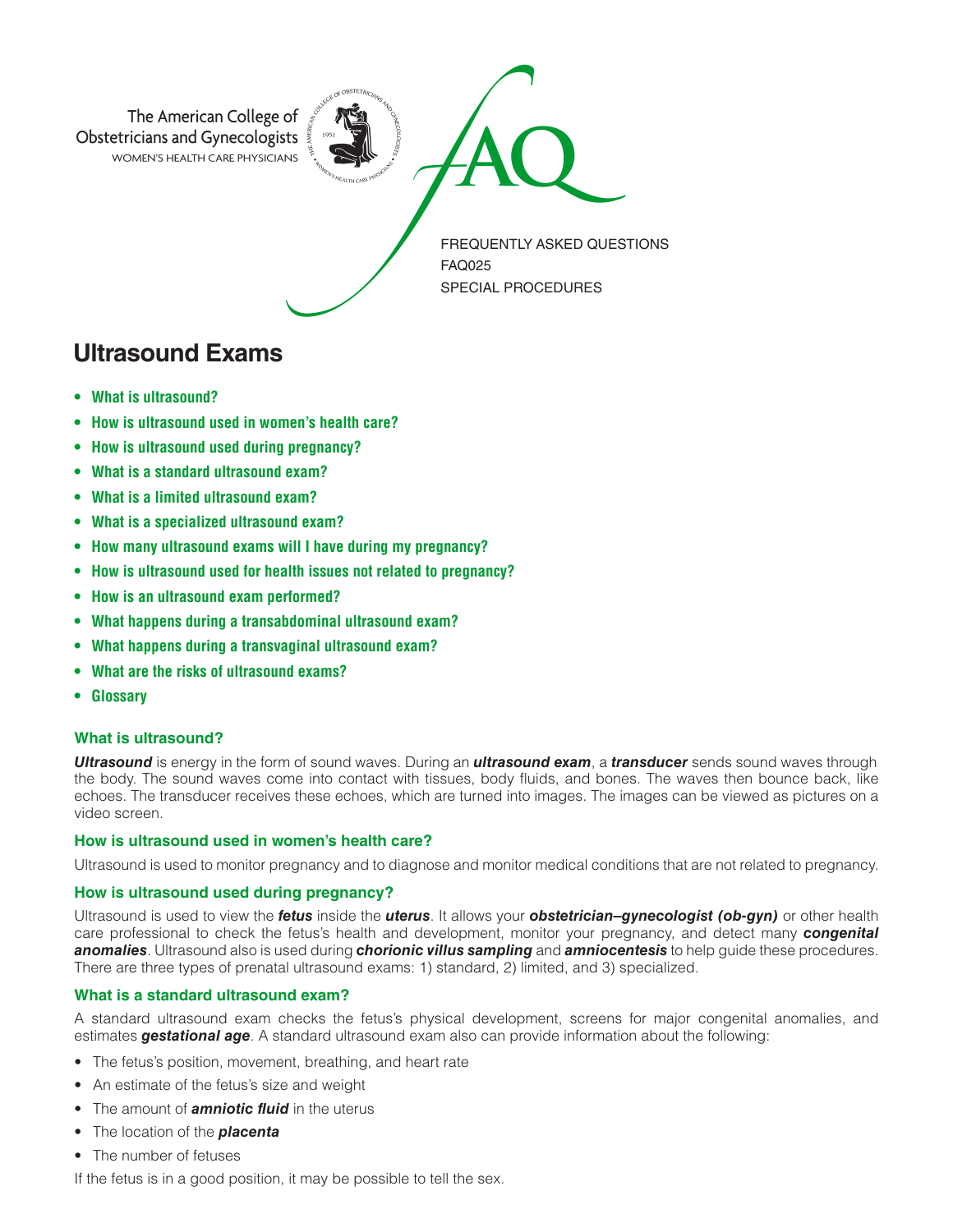The American College of Obstetricians and Gynecologists
WOMEN'S HEALTH CARE PHYSICIANS

FAQ

FREQUENTLY ASKED QUESTIONS
FAQ025
SPECIAL PROCEDURES

# Ultrasound Exams

- **What is ultrasound?**
- **How is ultrasound used in women's health care?**
- **How is ultrasound used during pregnancy?**
- **What is a standard ultrasound exam?**
- **What is a limited ultrasound exam?**
- **What is a specialized ultrasound exam?**
- **How many ultrasound exams will I have during my pregnancy?**
- **How is ultrasound used for health issues not related to pregnancy?**
- **How is an ultrasound exam performed?**
- **What happens during a transabdominal ultrasound exam?**
- **What happens during a transvaginal ultrasound exam?**
- **What are the risks of ultrasound exams?**
- **Glossary**

### What is ultrasound?

***Ultrasound*** is energy in the form of sound waves. During an ***ultrasound exam***, a ***transducer*** sends sound waves through the body. The sound waves come into contact with tissues, body fluids, and bones. The waves then bounce back, like echoes. The transducer receives these echoes, which are turned into images. The images can be viewed as pictures on a video screen.

### How is ultrasound used in women's health care?

Ultrasound is used to monitor pregnancy and to diagnose and monitor medical conditions that are not related to pregnancy.

### How is ultrasound used during pregnancy?

Ultrasound is used to view the ***fetus*** inside the ***uterus***. It allows your ***obstetrician–gynecologist (ob-gyn)*** or other health care professional to check the fetus's health and development, monitor your pregnancy, and detect many ***congenital anomalies***. Ultrasound also is used during ***chorionic villus sampling*** and ***amniocentesis*** to help guide these procedures. There are three types of prenatal ultrasound exams: 1) standard, 2) limited, and 3) specialized.

### What is a standard ultrasound exam?

A standard ultrasound exam checks the fetus's physical development, screens for major congenital anomalies, and estimates ***gestational age***. A standard ultrasound exam also can provide information about the following:

- The fetus's position, movement, breathing, and heart rate
- An estimate of the fetus's size and weight
- The amount of ***amniotic fluid*** in the uterus
- The location of the ***placenta***
- The number of fetuses

If the fetus is in a good position, it may be possible to tell the sex.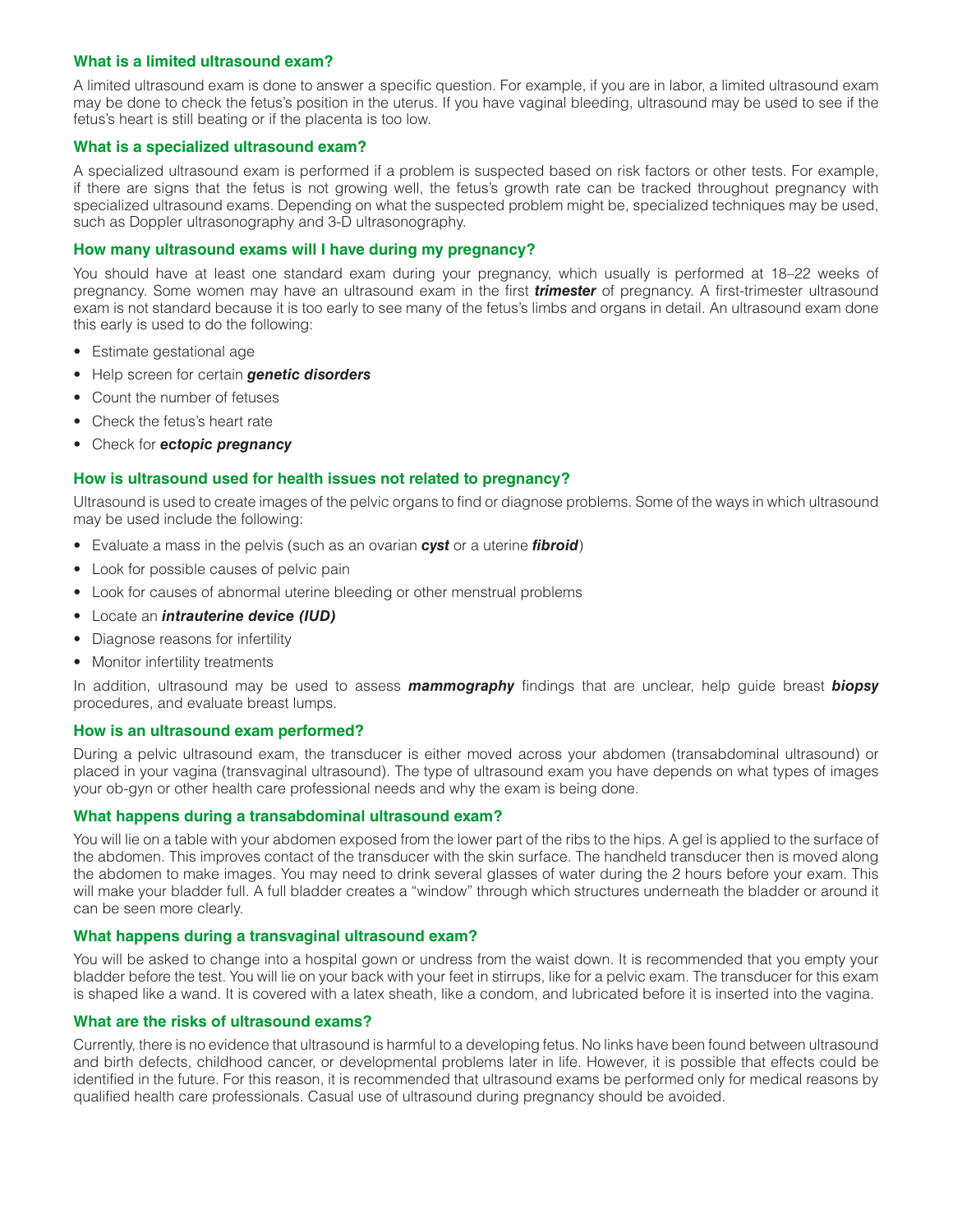### What is a limited ultrasound exam?

A limited ultrasound exam is done to answer a specific question. For example, if you are in labor, a limited ultrasound exam may be done to check the fetus's position in the uterus. If you have vaginal bleeding, ultrasound may be used to see if the fetus's heart is still beating or if the placenta is too low.

### What is a specialized ultrasound exam?

A specialized ultrasound exam is performed if a problem is suspected based on risk factors or other tests. For example, if there are signs that the fetus is not growing well, the fetus's growth rate can be tracked throughout pregnancy with specialized ultrasound exams. Depending on what the suspected problem might be, specialized techniques may be used, such as Doppler ultrasonography and 3-D ultrasonography.

### How many ultrasound exams will I have during my pregnancy?

You should have at least one standard exam during your pregnancy, which usually is performed at 18–22 weeks of pregnancy. Some women may have an ultrasound exam in the first ***trimester*** of pregnancy. A first-trimester ultrasound exam is not standard because it is too early to see many of the fetus's limbs and organs in detail. An ultrasound exam done this early is used to do the following:

- Estimate gestational age
- Help screen for certain ***genetic disorders***
- Count the number of fetuses
- Check the fetus's heart rate
- Check for ***ectopic pregnancy***

### How is ultrasound used for health issues not related to pregnancy?

Ultrasound is used to create images of the pelvic organs to find or diagnose problems. Some of the ways in which ultrasound may be used include the following:

- Evaluate a mass in the pelvis (such as an ovarian ***cyst*** or a uterine ***fibroid***)
- Look for possible causes of pelvic pain
- Look for causes of abnormal uterine bleeding or other menstrual problems
- Locate an ***intrauterine device (IUD)***
- Diagnose reasons for infertility
- Monitor infertility treatments

In addition, ultrasound may be used to assess ***mammography*** findings that are unclear, help guide breast ***biopsy*** procedures, and evaluate breast lumps.

### How is an ultrasound exam performed?

During a pelvic ultrasound exam, the transducer is either moved across your abdomen (transabdominal ultrasound) or placed in your vagina (transvaginal ultrasound). The type of ultrasound exam you have depends on what types of images your ob-gyn or other health care professional needs and why the exam is being done.

### What happens during a transabdominal ultrasound exam?

You will lie on a table with your abdomen exposed from the lower part of the ribs to the hips. A gel is applied to the surface of the abdomen. This improves contact of the transducer with the skin surface. The handheld transducer then is moved along the abdomen to make images. You may need to drink several glasses of water during the 2 hours before your exam. This will make your bladder full. A full bladder creates a "window" through which structures underneath the bladder or around it can be seen more clearly.

### What happens during a transvaginal ultrasound exam?

You will be asked to change into a hospital gown or undress from the waist down. It is recommended that you empty your bladder before the test. You will lie on your back with your feet in stirrups, like for a pelvic exam. The transducer for this exam is shaped like a wand. It is covered with a latex sheath, like a condom, and lubricated before it is inserted into the vagina.

### What are the risks of ultrasound exams?

Currently, there is no evidence that ultrasound is harmful to a developing fetus. No links have been found between ultrasound and birth defects, childhood cancer, or developmental problems later in life. However, it is possible that effects could be identified in the future. For this reason, it is recommended that ultrasound exams be performed only for medical reasons by qualified health care professionals. Casual use of ultrasound during pregnancy should be avoided.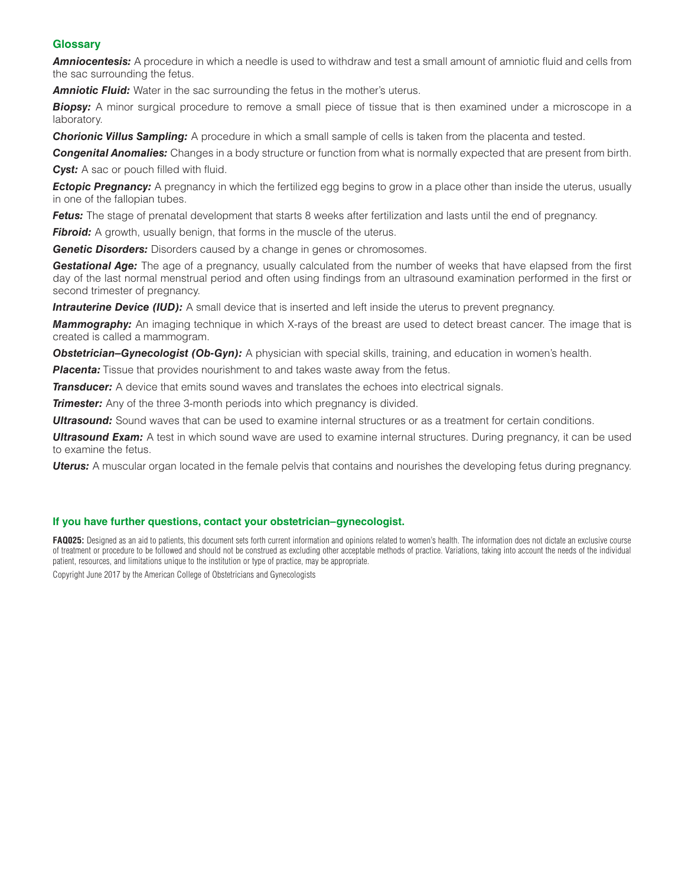## Glossary

***Amniocentesis:*** A procedure in which a needle is used to withdraw and test a small amount of amniotic fluid and cells from the sac surrounding the fetus.

***Amniotic Fluid:*** Water in the sac surrounding the fetus in the mother's uterus.

***Biopsy:*** A minor surgical procedure to remove a small piece of tissue that is then examined under a microscope in a laboratory.

***Chorionic Villus Sampling:*** A procedure in which a small sample of cells is taken from the placenta and tested.

***Congenital Anomalies:*** Changes in a body structure or function from what is normally expected that are present from birth.

***Cyst:*** A sac or pouch filled with fluid.

***Ectopic Pregnancy:*** A pregnancy in which the fertilized egg begins to grow in a place other than inside the uterus, usually in one of the fallopian tubes.

***Fetus:*** The stage of prenatal development that starts 8 weeks after fertilization and lasts until the end of pregnancy.

***Fibroid:*** A growth, usually benign, that forms in the muscle of the uterus.

***Genetic Disorders:*** Disorders caused by a change in genes or chromosomes.

***Gestational Age:*** The age of a pregnancy, usually calculated from the number of weeks that have elapsed from the first day of the last normal menstrual period and often using findings from an ultrasound examination performed in the first or second trimester of pregnancy.

***Intrauterine Device (IUD):*** A small device that is inserted and left inside the uterus to prevent pregnancy.

***Mammography:*** An imaging technique in which X-rays of the breast are used to detect breast cancer. The image that is created is called a mammogram.

***Obstetrician–Gynecologist (Ob-Gyn):*** A physician with special skills, training, and education in women's health.

***Placenta:*** Tissue that provides nourishment to and takes waste away from the fetus.

***Transducer:*** A device that emits sound waves and translates the echoes into electrical signals.

***Trimester:*** Any of the three 3-month periods into which pregnancy is divided.

***Ultrasound:*** Sound waves that can be used to examine internal structures or as a treatment for certain conditions.

***Ultrasound Exam:*** A test in which sound wave are used to examine internal structures. During pregnancy, it can be used to examine the fetus.

***Uterus:*** A muscular organ located in the female pelvis that contains and nourishes the developing fetus during pregnancy.

**If you have further questions, contact your obstetrician–gynecologist.**

**FAQ025:** Designed as an aid to patients, this document sets forth current information and opinions related to women's health. The information does not dictate an exclusive course of treatment or procedure to be followed and should not be construed as excluding other acceptable methods of practice. Variations, taking into account the needs of the individual patient, resources, and limitations unique to the institution or type of practice, may be appropriate.

Copyright June 2017 by the American College of Obstetricians and Gynecologists